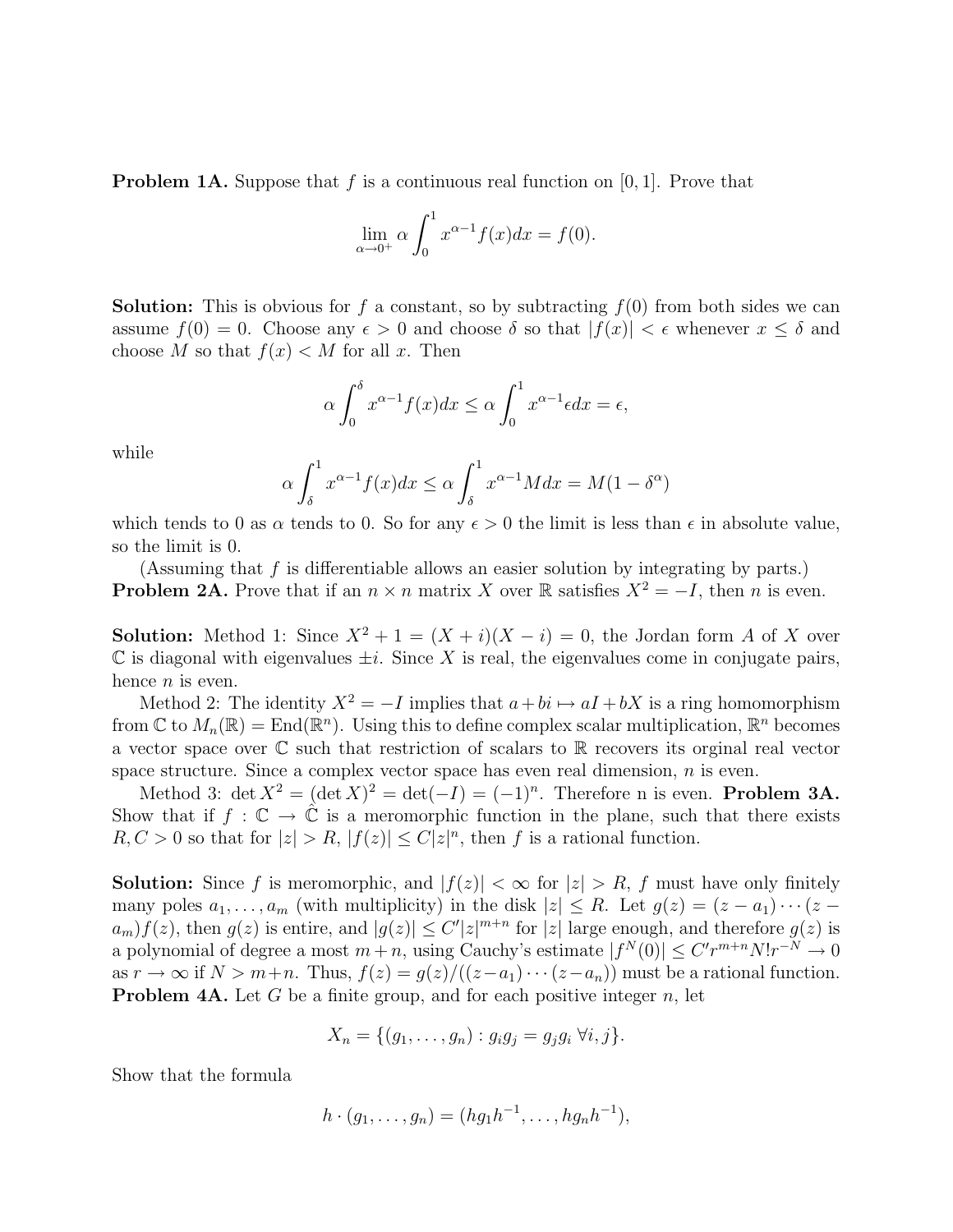**Problem 1A.** Suppose that $f$ is a continuous real function on $[0, 1]$. Prove that

$$\lim_{\alpha \to 0^+} \alpha \int_0^1 x^{\alpha-1} f(x) dx = f(0).$$

**Solution:** This is obvious for $f$ a constant, so by subtracting $f(0)$ from both sides we can assume $f(0) = 0$. Choose any $\epsilon > 0$ and choose $\delta$ so that $|f(x)| < \epsilon$ whenever $x \leq \delta$ and choose $M$ so that $f(x) < M$ for all $x$. Then

$$\alpha \int_0^\delta x^{\alpha-1} f(x) dx \leq \alpha \int_0^1 x^{\alpha-1} \epsilon dx = \epsilon,$$

while

$$\alpha \int_\delta^1 x^{\alpha-1} f(x) dx \leq \alpha \int_\delta^1 x^{\alpha-1} M dx = M(1 - \delta^\alpha)$$

which tends to 0 as $\alpha$ tends to 0. So for any $\epsilon > 0$ the limit is less than $\epsilon$ in absolute value, so the limit is 0.

(Assuming that $f$ is differentiable allows an easier solution by integrating by parts.)

**Problem 2A.** Prove that if an $n \times n$ matrix $X$ over $\mathbb{R}$ satisfies $X^2 = -I$, then $n$ is even.

**Solution:** Method 1: Since $X^2 + 1 = (X + i)(X - i) = 0$, the Jordan form $A$ of $X$ over $\mathbb{C}$ is diagonal with eigenvalues $\pm i$. Since $X$ is real, the eigenvalues come in conjugate pairs, hence $n$ is even.

Method 2: The identity $X^2 = -I$ implies that $a + bi \mapsto aI + bX$ is a ring homomorphism from $\mathbb{C}$ to $M_n(\mathbb{R}) = \mathrm{End}(\mathbb{R}^n)$. Using this to define complex scalar multiplication, $\mathbb{R}^n$ becomes a vector space over $\mathbb{C}$ such that restriction of scalars to $\mathbb{R}$ recovers its orginal real vector space structure. Since a complex vector space has even real dimension, $n$ is even.

Method 3: $\det X^2 = (\det X)^2 = \det(-I) = (-1)^n$. Therefore n is even.

**Problem 3A.** Show that if $f : \mathbb{C} \to \hat{\mathbb{C}}$ is a meromorphic function in the plane, such that there exists $R, C > 0$ so that for $|z| > R$, $|f(z)| \leq C|z|^n$, then $f$ is a rational function.

**Solution:** Since $f$ is meromorphic, and $|f(z)| < \infty$ for $|z| > R$, $f$ must have only finitely many poles $a_1, \ldots, a_m$ (with multiplicity) in the disk $|z| \leq R$. Let $g(z) = (z - a_1) \cdots (z - a_m) f(z)$, then $g(z)$ is entire, and $|g(z)| \leq C'|z|^{m+n}$ for $|z|$ large enough, and therefore $g(z)$ is a polynomial of degree a most $m + n$, using Cauchy's estimate $|f^N(0)| \leq C' r^{m+n} N! r^{-N} \to 0$ as $r \to \infty$ if $N > m+n$. Thus, $f(z) = g(z)/((z-a_1) \cdots (z-a_n))$ must be a rational function.

**Problem 4A.** Let $G$ be a finite group, and for each positive integer $n$, let

$$X_n = \{(g_1, \ldots, g_n) : g_i g_j = g_j g_i \ \forall i, j\}.$$

Show that the formula

$$h \cdot (g_1, \ldots, g_n) = (h g_1 h^{-1}, \ldots, h g_n h^{-1}),$$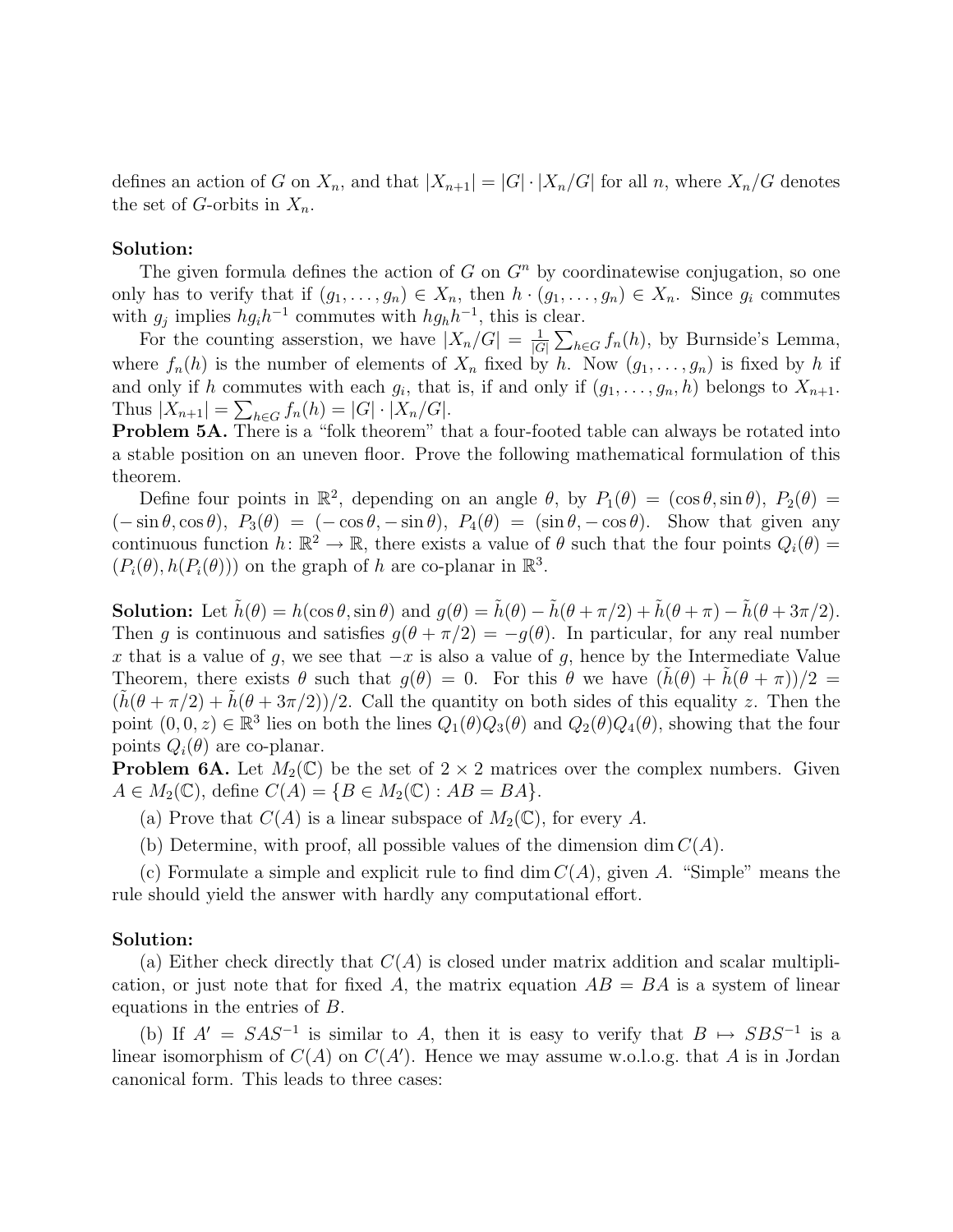defines an action of $G$ on $X_n$, and that $|X_{n+1}| = |G| \cdot |X_n/G|$ for all $n$, where $X_n/G$ denotes the set of $G$-orbits in $X_n$.

**Solution:**

The given formula defines the action of $G$ on $G^n$ by coordinatewise conjugation, so one only has to verify that if $(g_1, \ldots, g_n) \in X_n$, then $h \cdot (g_1, \ldots, g_n) \in X_n$. Since $g_i$ commutes with $g_j$ implies $hg_ih^{-1}$ commutes with $hg_hh^{-1}$, this is clear.

For the counting assersion, we have $|X_n/G| = \frac{1}{|G|}\sum_{h\in G} f_n(h)$, by Burnside's Lemma, where $f_n(h)$ is the number of elements of $X_n$ fixed by $h$. Now $(g_1, \ldots, g_n)$ is fixed by $h$ if and only if $h$ commutes with each $g_i$, that is, if and only if $(g_1, \ldots, g_n, h)$ belongs to $X_{n+1}$. Thus $|X_{n+1}| = \sum_{h\in G} f_n(h) = |G| \cdot |X_n/G|$.

**Problem 5A.** There is a "folk theorem" that a four-footed table can always be rotated into a stable position on an uneven floor. Prove the following mathematical formulation of this theorem.

Define four points in $\mathbb{R}^2$, depending on an angle $\theta$, by $P_1(\theta) = (\cos\theta, \sin\theta)$, $P_2(\theta) = (-\sin\theta, \cos\theta)$, $P_3(\theta) = (-\cos\theta, -\sin\theta)$, $P_4(\theta) = (\sin\theta, -\cos\theta)$. Show that given any continuous function $h\colon \mathbb{R}^2 \to \mathbb{R}$, there exists a value of $\theta$ such that the four points $Q_i(\theta) = (P_i(\theta), h(P_i(\theta)))$ on the graph of $h$ are co-planar in $\mathbb{R}^3$.

**Solution:** Let $\tilde{h}(\theta) = h(\cos\theta, \sin\theta)$ and $g(\theta) = \tilde{h}(\theta) - \tilde{h}(\theta + \pi/2) + \tilde{h}(\theta + \pi) - \tilde{h}(\theta + 3\pi/2)$. Then $g$ is continuous and satisfies $g(\theta + \pi/2) = -g(\theta)$. In particular, for any real number $x$ that is a value of $g$, we see that $-x$ is also a value of $g$, hence by the Intermediate Value Theorem, there exists $\theta$ such that $g(\theta) = 0$. For this $\theta$ we have $(\tilde{h}(\theta) + \tilde{h}(\theta + \pi))/2 = (\tilde{h}(\theta + \pi/2) + \tilde{h}(\theta + 3\pi/2))/2$. Call the quantity on both sides of this equality $z$. Then the point $(0, 0, z) \in \mathbb{R}^3$ lies on both the lines $Q_1(\theta)Q_3(\theta)$ and $Q_2(\theta)Q_4(\theta)$, showing that the four points $Q_i(\theta)$ are co-planar.

**Problem 6A.** Let $M_2(\mathbb{C})$ be the set of $2 \times 2$ matrices over the complex numbers. Given $A \in M_2(\mathbb{C})$, define $C(A) = \{B \in M_2(\mathbb{C}) : AB = BA\}$.

(a) Prove that $C(A)$ is a linear subspace of $M_2(\mathbb{C})$, for every $A$.

(b) Determine, with proof, all possible values of the dimension $\dim C(A)$.

(c) Formulate a simple and explicit rule to find $\dim C(A)$, given $A$. "Simple" means the rule should yield the answer with hardly any computational effort.

**Solution:**

(a) Either check directly that $C(A)$ is closed under matrix addition and scalar multiplication, or just note that for fixed $A$, the matrix equation $AB = BA$ is a system of linear equations in the entries of $B$.

(b) If $A' = SAS^{-1}$ is similar to $A$, then it is easy to verify that $B \mapsto SBS^{-1}$ is a linear isomorphism of $C(A)$ on $C(A')$. Hence we may assume w.o.l.o.g. that $A$ is in Jordan canonical form. This leads to three cases: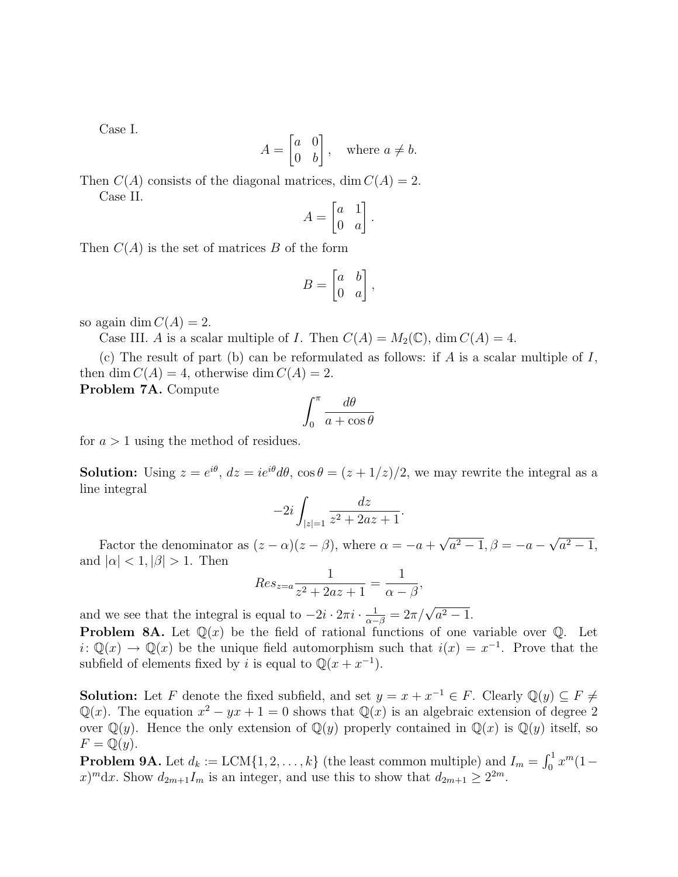Case I.

$$A = \begin{bmatrix} a & 0 \\ 0 & b \end{bmatrix}, \quad \text{where } a \neq b.$$

Then $C(A)$ consists of the diagonal matrices, $\dim C(A) = 2$.

Case II.

$$A = \begin{bmatrix} a & 1 \\ 0 & a \end{bmatrix}.$$

Then $C(A)$ is the set of matrices $B$ of the form

$$B = \begin{bmatrix} a & b \\ 0 & a \end{bmatrix},$$

so again $\dim C(A) = 2$.

Case III. $A$ is a scalar multiple of $I$. Then $C(A) = M_2(\mathbb{C})$, $\dim C(A) = 4$.

(c) The result of part (b) can be reformulated as follows: if $A$ is a scalar multiple of $I$, then $\dim C(A) = 4$, otherwise $\dim C(A) = 2$.

**Problem 7A.** Compute

$$\int_0^\pi \frac{d\theta}{a + \cos\theta}$$

for $a > 1$ using the method of residues.

**Solution:** Using $z = e^{i\theta}$, $dz = ie^{i\theta}d\theta$, $\cos\theta = (z + 1/z)/2$, we may rewrite the integral as a line integral

$$-2i \int_{|z|=1} \frac{dz}{z^2 + 2az + 1}.$$

Factor the denominator as $(z - \alpha)(z - \beta)$, where $\alpha = -a + \sqrt{a^2 - 1}, \beta = -a - \sqrt{a^2 - 1}$, and $|\alpha| < 1, |\beta| > 1$. Then

$$Res_{z=a} \frac{1}{z^2 + 2az + 1} = \frac{1}{\alpha - \beta},$$

and we see that the integral is equal to $-2i \cdot 2\pi i \cdot \frac{1}{\alpha - \beta} = 2\pi/\sqrt{a^2 - 1}$.

**Problem 8A.** Let $\mathbb{Q}(x)$ be the field of rational functions of one variable over $\mathbb{Q}$. Let $i \colon \mathbb{Q}(x) \to \mathbb{Q}(x)$ be the unique field automorphism such that $i(x) = x^{-1}$. Prove that the subfield of elements fixed by $i$ is equal to $\mathbb{Q}(x + x^{-1})$.

**Solution:** Let $F$ denote the fixed subfield, and set $y = x + x^{-1} \in F$. Clearly $\mathbb{Q}(y) \subseteq F \neq \mathbb{Q}(x)$. The equation $x^2 - yx + 1 = 0$ shows that $\mathbb{Q}(x)$ is an algebraic extension of degree 2 over $\mathbb{Q}(y)$. Hence the only extension of $\mathbb{Q}(y)$ properly contained in $\mathbb{Q}(x)$ is $\mathbb{Q}(y)$ itself, so $F = \mathbb{Q}(y)$.

**Problem 9A.** Let $d_k := \text{LCM}\{1, 2, \ldots, k\}$ (the least common multiple) and $I_m = \int_0^1 x^m(1 - x)^m \text{d}x$. Show $d_{2m+1} I_m$ is an integer, and use this to show that $d_{2m+1} \geq 2^{2m}$.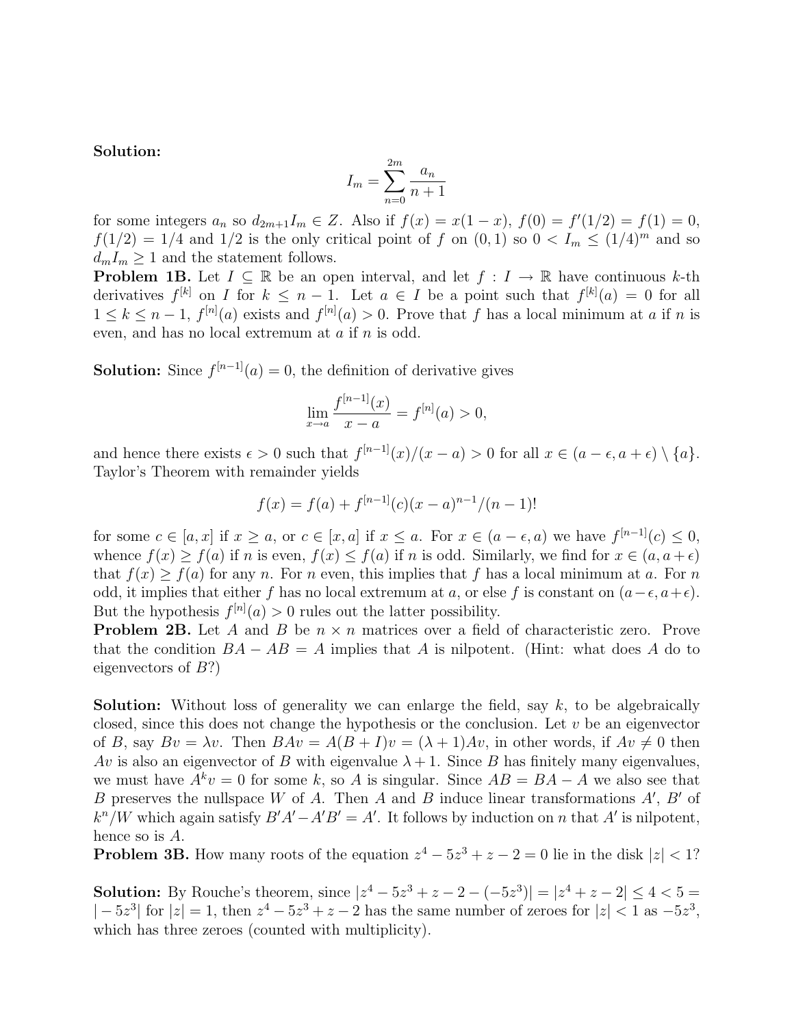**Solution:**

$$I_m = \sum_{n=0}^{2m} \frac{a_n}{n+1}$$

for some integers $a_n$ so $d_{2m+1} I_m \in Z$. Also if $f(x) = x(1-x)$, $f(0) = f'(1/2) = f(1) = 0$, $f(1/2) = 1/4$ and $1/2$ is the only critical point of $f$ on $(0,1)$ so $0 < I_m \leq (1/4)^m$ and so $d_m I_m \geq 1$ and the statement follows.

**Problem 1B.** Let $I \subseteq \mathbb{R}$ be an open interval, and let $f : I \to \mathbb{R}$ have continuous $k$-th derivatives $f^{[k]}$ on $I$ for $k \leq n-1$. Let $a \in I$ be a point such that $f^{[k]}(a) = 0$ for all $1 \leq k \leq n-1$, $f^{[n]}(a)$ exists and $f^{[n]}(a) > 0$. Prove that $f$ has a local minimum at $a$ if $n$ is even, and has no local extremum at $a$ if $n$ is odd.

**Solution:** Since $f^{[n-1]}(a) = 0$, the definition of derivative gives

$$\lim_{x \to a} \frac{f^{[n-1]}(x)}{x-a} = f^{[n]}(a) > 0,$$

and hence there exists $\epsilon > 0$ such that $f^{[n-1]}(x)/(x-a) > 0$ for all $x \in (a-\epsilon, a+\epsilon) \setminus \{a\}$. Taylor's Theorem with remainder yields

$$f(x) = f(a) + f^{[n-1]}(c)(x-a)^{n-1}/(n-1)!$$

for some $c \in [a,x]$ if $x \geq a$, or $c \in [x,a]$ if $x \leq a$. For $x \in (a-\epsilon, a)$ we have $f^{[n-1]}(c) \leq 0$, whence $f(x) \geq f(a)$ if $n$ is even, $f(x) \leq f(a)$ if $n$ is odd. Similarly, we find for $x \in (a, a+\epsilon)$ that $f(x) \geq f(a)$ for any $n$. For $n$ even, this implies that $f$ has a local minimum at $a$. For $n$ odd, it implies that either $f$ has no local extremum at $a$, or else $f$ is constant on $(a-\epsilon, a+\epsilon)$. But the hypothesis $f^{[n]}(a) > 0$ rules out the latter possibility.

**Problem 2B.** Let $A$ and $B$ be $n \times n$ matrices over a field of characteristic zero. Prove that the condition $BA - AB = A$ implies that $A$ is nilpotent. (Hint: what does $A$ do to eigenvectors of $B$?)

**Solution:** Without loss of generality we can enlarge the field, say $k$, to be algebraically closed, since this does not change the hypothesis or the conclusion. Let $v$ be an eigenvector of $B$, say $Bv = \lambda v$. Then $BAv = A(B+I)v = (\lambda+1)Av$, in other words, if $Av \neq 0$ then $Av$ is also an eigenvector of $B$ with eigenvalue $\lambda + 1$. Since $B$ has finitely many eigenvalues, we must have $A^k v = 0$ for some $k$, so $A$ is singular. Since $AB = BA - A$ we also see that $B$ preserves the nullspace $W$ of $A$. Then $A$ and $B$ induce linear transformations $A'$, $B'$ of $k^n/W$ which again satisfy $B'A' - A'B' = A'$. It follows by induction on $n$ that $A'$ is nilpotent, hence so is $A$.

**Problem 3B.** How many roots of the equation $z^4 - 5z^3 + z - 2 = 0$ lie in the disk $|z| < 1$?

**Solution:** By Rouche's theorem, since $|z^4 - 5z^3 + z - 2 - (-5z^3)| = |z^4 + z - 2| \leq 4 < 5 = |-5z^3|$ for $|z| = 1$, then $z^4 - 5z^3 + z - 2$ has the same number of zeroes for $|z| < 1$ as $-5z^3$, which has three zeroes (counted with multiplicity).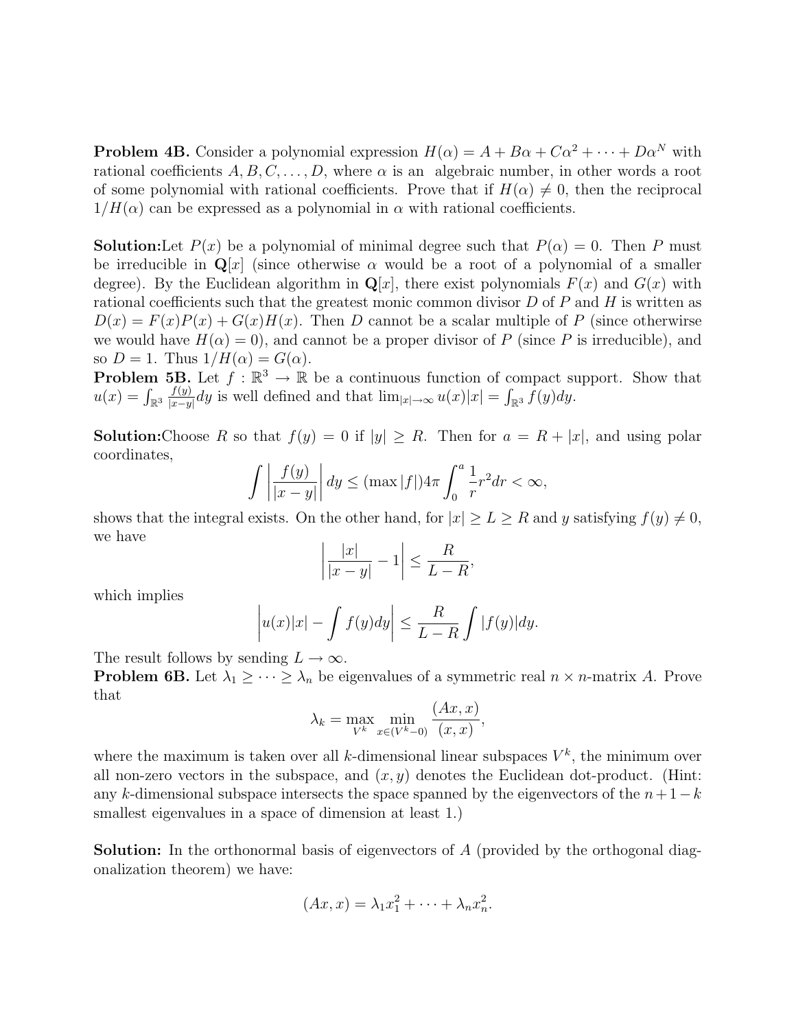**Problem 4B.** Consider a polynomial expression $H(\alpha) = A + B\alpha + C\alpha^2 + \cdots + D\alpha^N$ with rational coefficients $A, B, C, \ldots, D$, where $\alpha$ is an algebraic number, in other words a root of some polynomial with rational coefficients. Prove that if $H(\alpha) \neq 0$, then the reciprocal $1/H(\alpha)$ can be expressed as a polynomial in $\alpha$ with rational coefficients.

**Solution:**Let $P(x)$ be a polynomial of minimal degree such that $P(\alpha) = 0$. Then $P$ must be irreducible in $\mathbf{Q}[x]$ (since otherwise $\alpha$ would be a root of a polynomial of a smaller degree). By the Euclidean algorithm in $\mathbf{Q}[x]$, there exist polynomials $F(x)$ and $G(x)$ with rational coefficients such that the greatest monic common divisor $D$ of $P$ and $H$ is written as $D(x) = F(x)P(x) + G(x)H(x)$. Then $D$ cannot be a scalar multiple of $P$ (since otherwirse we would have $H(\alpha) = 0$), and cannot be a proper divisor of $P$ (since $P$ is irreducible), and so $D = 1$. Thus $1/H(\alpha) = G(\alpha)$.

**Problem 5B.** Let $f : \mathbb{R}^3 \to \mathbb{R}$ be a continuous function of compact support. Show that $u(x) = \int_{\mathbb{R}^3} \frac{f(y)}{|x-y|} dy$ is well defined and that $\lim_{|x|\to\infty} u(x)|x| = \int_{\mathbb{R}^3} f(y)dy$.

**Solution:**Choose $R$ so that $f(y) = 0$ if $|y| \geq R$. Then for $a = R + |x|$, and using polar coordinates,

$$\int \left| \frac{f(y)}{|x-y|} \right| dy \leq (\max |f|) 4\pi \int_0^a \frac{1}{r} r^2 dr < \infty,$$

shows that the integral exists. On the other hand, for $|x| \geq L \geq R$ and $y$ satisfying $f(y) \neq 0$, we have

$$\left| \frac{|x|}{|x-y|} - 1 \right| \leq \frac{R}{L-R},$$

which implies

$$\left| u(x)|x| - \int f(y)dy \right| \leq \frac{R}{L-R} \int |f(y)|dy.$$

The result follows by sending $L \to \infty$.

**Problem 6B.** Let $\lambda_1 \geq \cdots \geq \lambda_n$ be eigenvalues of a symmetric real $n \times n$-matrix $A$. Prove that

$$\lambda_k = \max_{V^k} \min_{x \in (V^k - 0)} \frac{(Ax, x)}{(x, x)},$$

where the maximum is taken over all $k$-dimensional linear subspaces $V^k$, the minimum over all non-zero vectors in the subspace, and $(x, y)$ denotes the Euclidean dot-product. (Hint: any $k$-dimensional subspace intersects the space spanned by the eigenvectors of the $n+1-k$ smallest eigenvalues in a space of dimension at least 1.)

**Solution:** In the orthonormal basis of eigenvectors of $A$ (provided by the orthogonal diagonalization theorem) we have:

$$(Ax, x) = \lambda_1 x_1^2 + \cdots + \lambda_n x_n^2.$$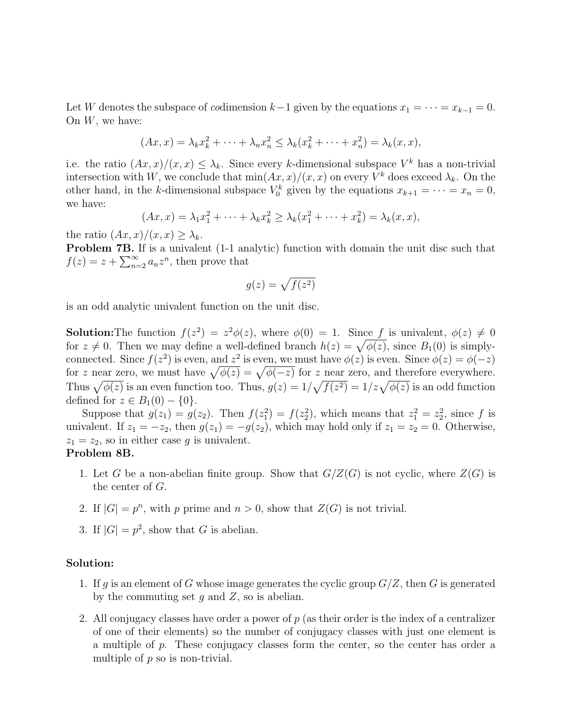Let $W$ denotes the subspace of *co*dimension $k-1$ given by the equations $x_1 = \cdots = x_{k-1} = 0$. On $W$, we have:

$$(Ax, x) = \lambda_k x_k^2 + \cdots + \lambda_n x_n^2 \leq \lambda_k(x_k^2 + \cdots + x_n^2) = \lambda_k(x, x),$$

i.e. the ratio $(Ax, x)/(x, x) \leq \lambda_k$. Since every $k$-dimensional subspace $V^k$ has a non-trivial intersection with $W$, we conclude that $\min(Ax, x)/(x, x)$ on every $V^k$ does exceed $\lambda_k$. On the other hand, in the $k$-dimensional subspace $V_0^k$ given by the equations $x_{k+1} = \cdots = x_n = 0$, we have:

$$(Ax, x) = \lambda_1 x_1^2 + \cdots + \lambda_k x_k^2 \geq \lambda_k(x_1^2 + \cdots + x_k^2) = \lambda_k(x, x),$$

the ratio $(Ax, x)/(x, x) \geq \lambda_k$.

**Problem 7B.** If is a univalent (1-1 analytic) function with domain the unit disc such that $f(z) = z + \sum_{n=2}^{\infty} a_n z^n$, then prove that

$$g(z) = \sqrt{f(z^2)}$$

is an odd analytic univalent function on the unit disc.

**Solution:** The function $f(z^2) = z^2\phi(z)$, where $\phi(0) = 1$. Since $f$ is univalent, $\phi(z) \neq 0$ for $z \neq 0$. Then we may define a well-defined branch $h(z) = \sqrt{\phi(z)}$, since $B_1(0)$ is simply-connected. Since $f(z^2)$ is even, and $z^2$ is even, we must have $\phi(z)$ is even. Since $\phi(z) = \phi(-z)$ for $z$ near zero, we must have $\sqrt{\phi(z)} = \sqrt{\phi(-z)}$ for $z$ near zero, and therefore everywhere. Thus $\sqrt{\phi(z)}$ is an even function too. Thus, $g(z) = 1/\sqrt{f(z^2)} = 1/z\sqrt{\phi(z)}$ is an odd function defined for $z \in B_1(0) - \{0\}$.

Suppose that $g(z_1) = g(z_2)$. Then $f(z_1^2) = f(z_2^2)$, which means that $z_1^2 = z_2^2$, since $f$ is univalent. If $z_1 = -z_2$, then $g(z_1) = -g(z_2)$, which may hold only if $z_1 = z_2 = 0$. Otherwise, $z_1 = z_2$, so in either case $g$ is univalent.

**Problem 8B.**

1. Let $G$ be a non-abelian finite group. Show that $G/Z(G)$ is not cyclic, where $Z(G)$ is the center of $G$.
2. If $|G| = p^n$, with $p$ prime and $n > 0$, show that $Z(G)$ is not trivial.
3. If $|G| = p^2$, show that $G$ is abelian.

**Solution:**

1. If $g$ is an element of $G$ whose image generates the cyclic group $G/Z$, then $G$ is generated by the commuting set $g$ and $Z$, so is abelian.
2. All conjugacy classes have order a power of $p$ (as their order is the index of a centralizer of one of their elements) so the number of conjugacy classes with just one element is a multiple of $p$. These conjugacy classes form the center, so the center has order a multiple of $p$ so is non-trivial.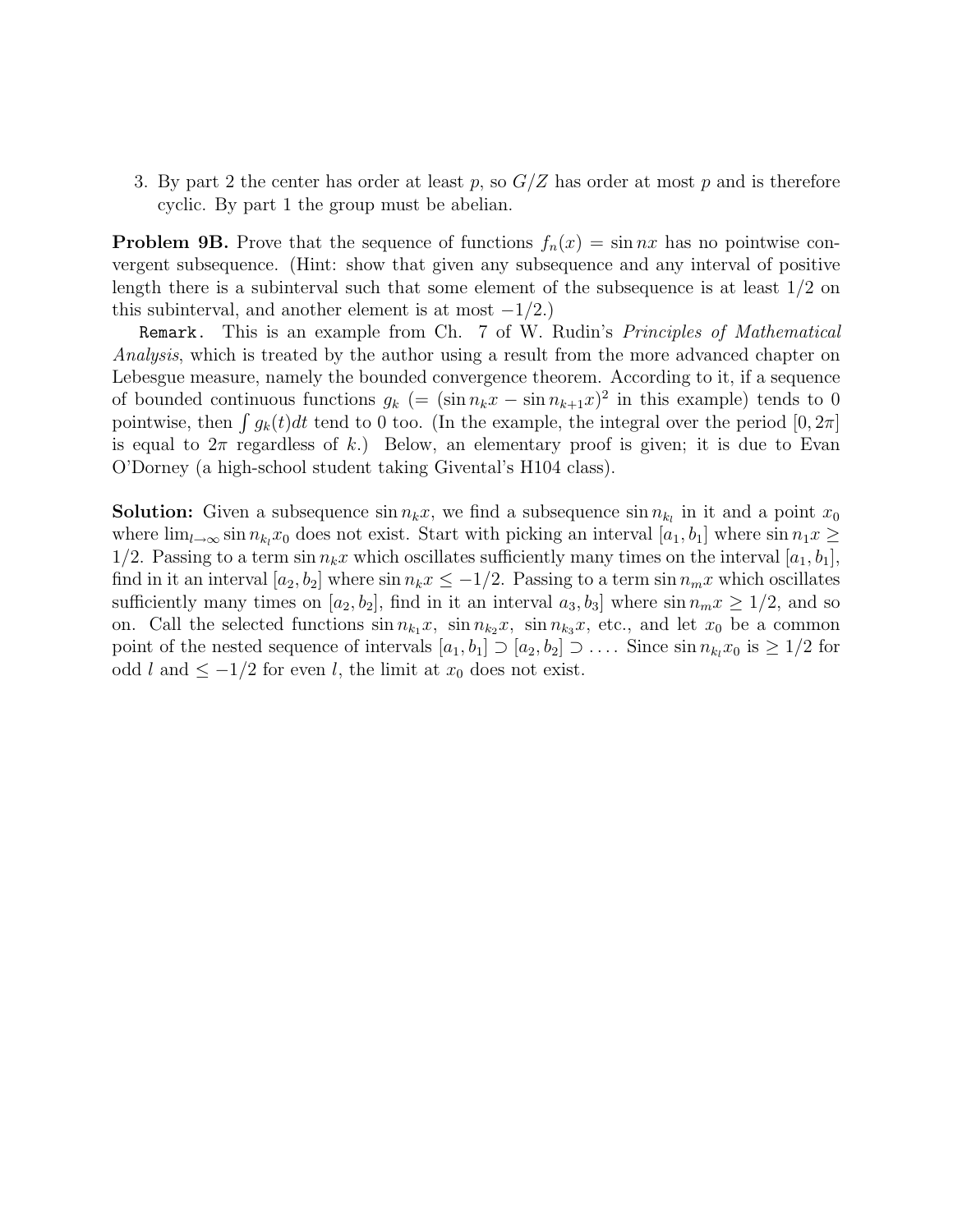3. By part 2 the center has order at least $p$, so $G/Z$ has order at most $p$ and is therefore cyclic. By part 1 the group must be abelian.

**Problem 9B.** Prove that the sequence of functions $f_n(x) = \sin nx$ has no pointwise convergent subsequence. (Hint: show that given any subsequence and any interval of positive length there is a subinterval such that some element of the subsequence is at least $1/2$ on this subinterval, and another element is at most $-1/2$.)

`Remark.` This is an example from Ch. 7 of W. Rudin's *Principles of Mathematical Analysis*, which is treated by the author using a result from the more advanced chapter on Lebesgue measure, namely the bounded convergence theorem. According to it, if a sequence of bounded continuous functions $g_k$ ($= (\sin n_k x - \sin n_{k+1} x)^2$ in this example) tends to 0 pointwise, then $\int g_k(t)dt$ tend to 0 too. (In the example, the integral over the period $[0, 2\pi]$ is equal to $2\pi$ regardless of $k$.) Below, an elementary proof is given; it is due to Evan O'Dorney (a high-school student taking Givental's H104 class).

**Solution:** Given a subsequence $\sin n_k x$, we find a subsequence $\sin n_{k_l}$ in it and a point $x_0$ where $\lim_{l\to\infty} \sin n_{k_l} x_0$ does not exist. Start with picking an interval $[a_1, b_1]$ where $\sin n_1 x \geq 1/2$. Passing to a term $\sin n_k x$ which oscillates sufficiently many times on the interval $[a_1, b_1]$, find in it an interval $[a_2, b_2]$ where $\sin n_k x \leq -1/2$. Passing to a term $\sin n_m x$ which oscillates sufficiently many times on $[a_2, b_2]$, find in it an interval $a_3, b_3]$ where $\sin n_m x \geq 1/2$, and so on. Call the selected functions $\sin n_{k_1} x$, $\sin n_{k_2} x$, $\sin n_{k_3} x$, etc., and let $x_0$ be a common point of the nested sequence of intervals $[a_1, b_1] \supset [a_2, b_2] \supset \ldots$. Since $\sin n_{k_l} x_0$ is $\geq 1/2$ for odd $l$ and $\leq -1/2$ for even $l$, the limit at $x_0$ does not exist.